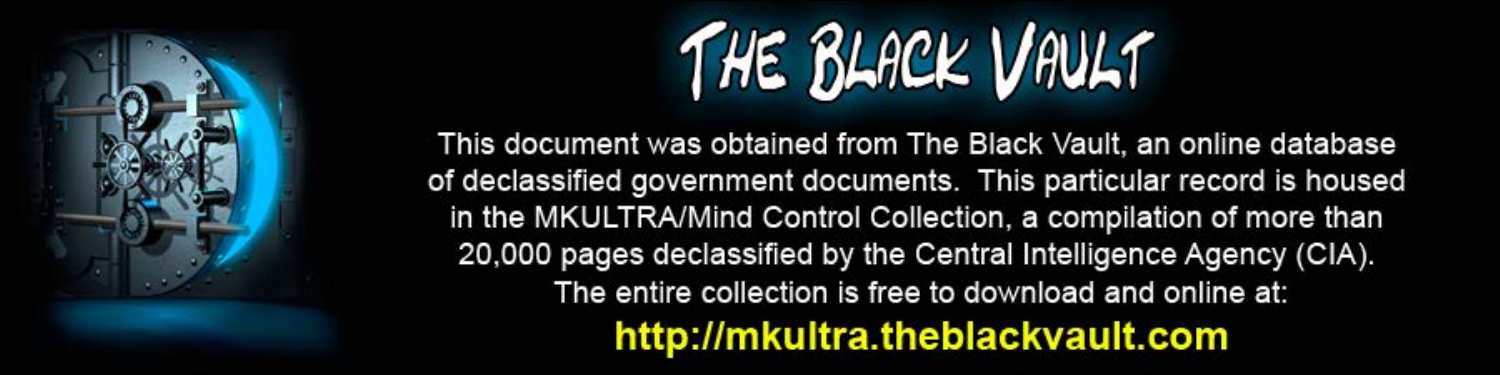# THE BLACK VAULT

This document was obtained from The Black Vault, an online database of declassified government documents. This particular record is housed in the MKULTRA/Mind Control Collection, a compilation of more than 20,000 pages declassified by the Central Intelligence Agency (CIA). The entire collection is free to download and online at:

**http://mkultra.theblackvault.com**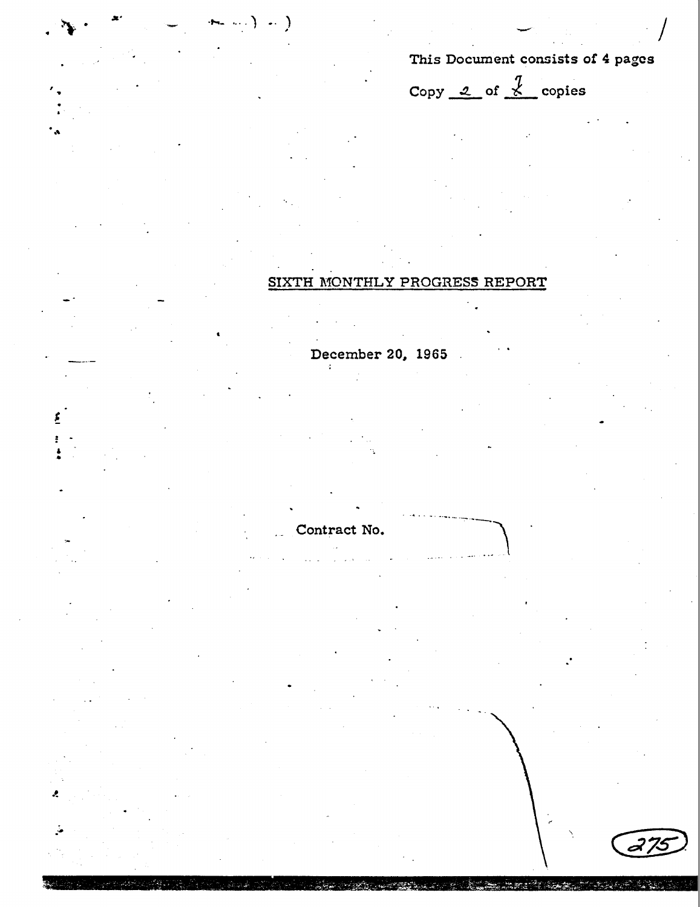This Document consists of 4 pages

Copy 2 of 7 copies

## SIXTH MONTHLY PROGRESS REPORT

December 20, 1965

Contract No.

275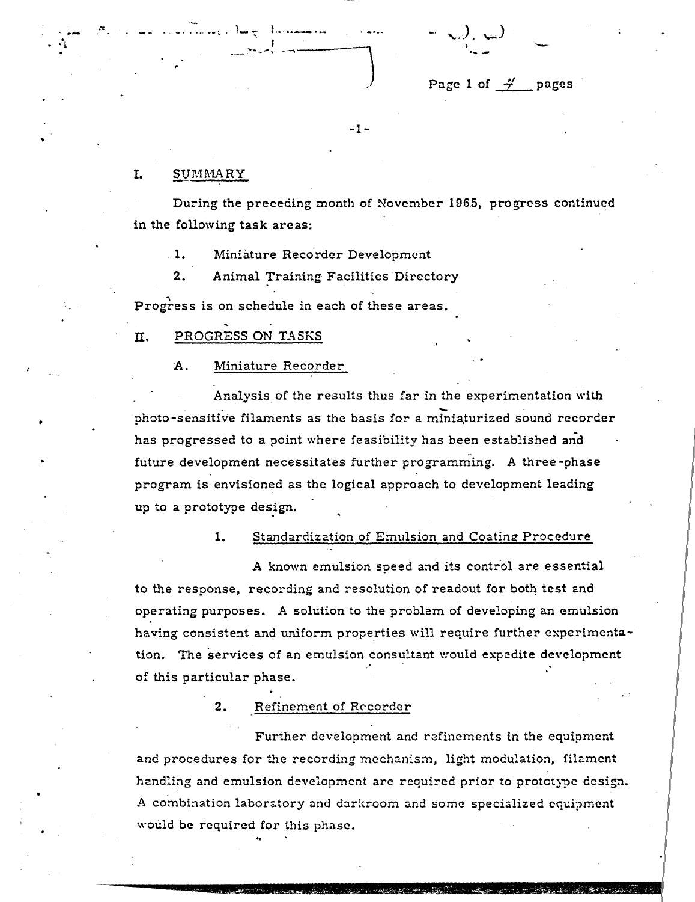## I. SUMMARY

During the preceding month of November 1965, progress continued in the following task areas:

1. Miniature Recorder Development
2. Animal Training Facilities Directory

Progress is on schedule in each of these areas.

## II. PROGRESS ON TASKS

### A. Miniature Recorder

Analysis of the results thus far in the experimentation with photo-sensitive filaments as the basis for a miniaturized sound recorder has progressed to a point where feasibility has been established and future development necessitates further programming. A three-phase program is envisioned as the logical approach to development leading up to a prototype design.

#### 1. Standardization of Emulsion and Coating Procedure

A known emulsion speed and its control are essential to the response, recording and resolution of readout for both test and operating purposes. A solution to the problem of developing an emulsion having consistent and uniform properties will require further experimentation. The services of an emulsion consultant would expedite development of this particular phase.

#### 2. Refinement of Recorder

Further development and refinements in the equipment and procedures for the recording mechanism, light modulation, filament handling and emulsion development are required prior to prototype design. A combination laboratory and darkroom and some specialized equipment would be required for this phase.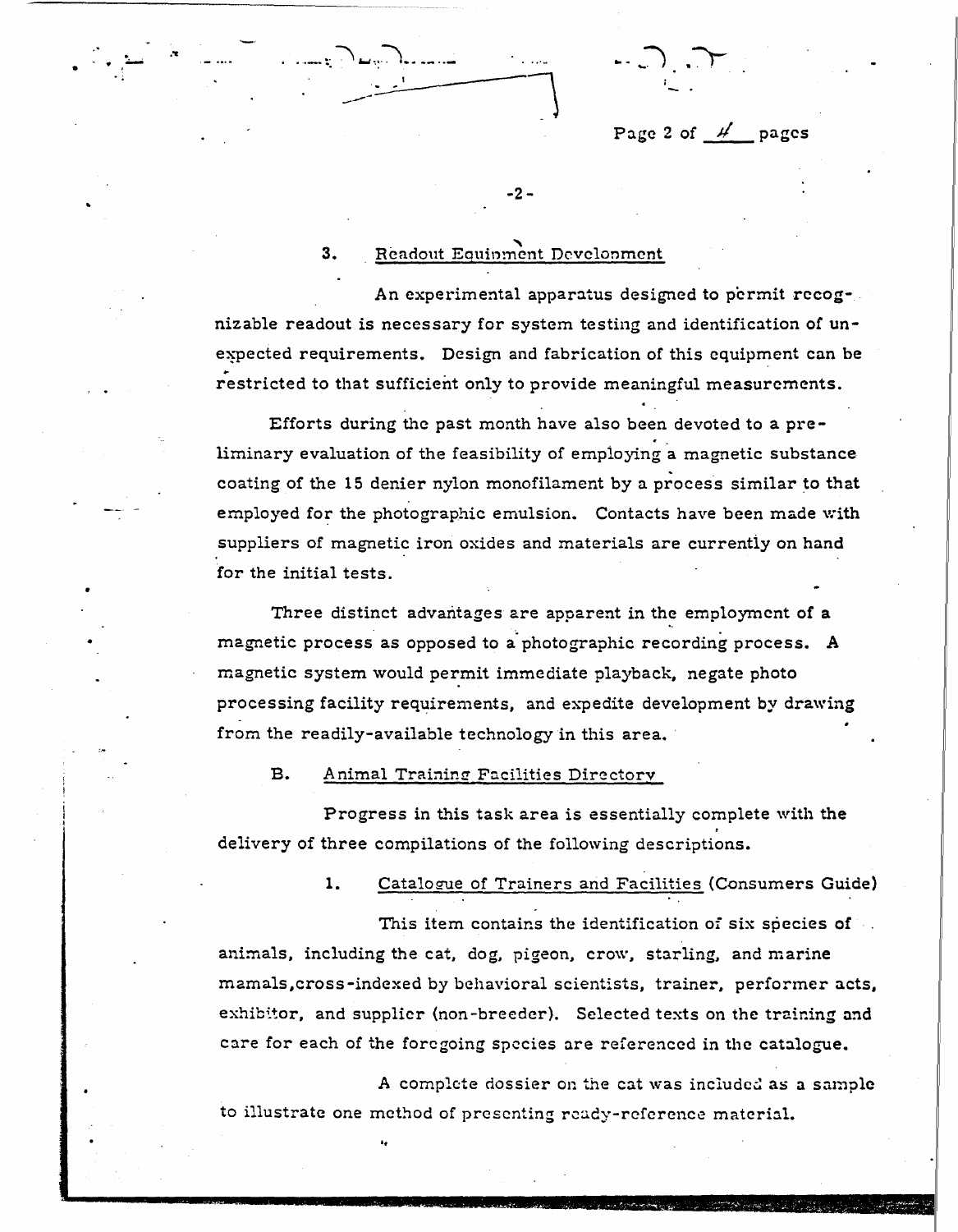### 3. Readout Equipment Development

An experimental apparatus designed to permit recognizable readout is necessary for system testing and identification of unexpected requirements. Design and fabrication of this equipment can be restricted to that sufficient only to provide meaningful measurements.

Efforts during the past month have also been devoted to a preliminary evaluation of the feasibility of employing a magnetic substance coating of the 15 denier nylon monofilament by a process similar to that employed for the photographic emulsion. Contacts have been made with suppliers of magnetic iron oxides and materials are currently on hand for the initial tests.

Three distinct advantages are apparent in the employment of a magnetic process as opposed to a photographic recording process. A magnetic system would permit immediate playback, negate photo processing facility requirements, and expedite development by drawing from the readily-available technology in this area.

## B. Animal Training Facilities Directory

Progress in this task area is essentially complete with the delivery of three compilations of the following descriptions.

### 1. Catalogue of Trainers and Facilities (Consumers Guide)

This item contains the identification of six species of animals, including the cat, dog, pigeon, crow, starling, and marine mamals,cross-indexed by behavioral scientists, trainer, performer acts, exhibitor, and supplier (non-breeder). Selected texts on the training and care for each of the foregoing species are referenced in the catalogue.

A complete dossier on the cat was included as a sample to illustrate one method of presenting ready-reference material.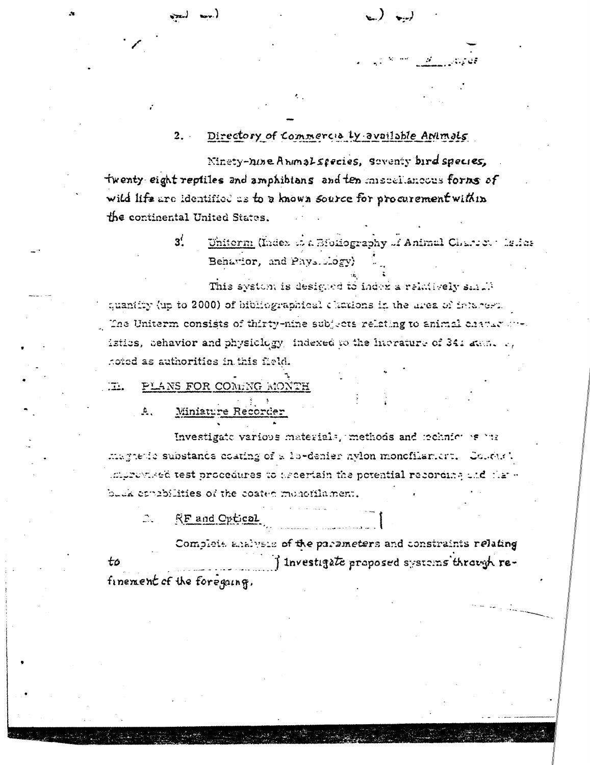2. Directory of Commercially available Animals

Ninety-nine Animal species, seventy bird species, twenty eight reptiles and amphibians and ten miscellaneous forms of wild life are identified as to a known source for procurement within the continental United States.

3. Uniterm (Index to a Bibliography of Animal Characteristics, Behavior, and Physiology)

This system is designed to index a relatively small quantity (up to 2000) of bibliographical citations in the area of interest. The Uniterm consists of thirty-nine subjects relating to animal characteristics, behavior and physiology indexed to the literature of 341 authors, noted as authorities in this field.

## III. PLANS FOR COMING MONTH

### A. Miniature Recorder

Investigate various materials, methods and techniques for magnetic substance coating of a 15-denier nylon monofilament. Conduct improvised test procedures to ascertain the potential recording and playback capabilities of the coated monofilament.

### B. RF and Optical

Complete analysis of the parameters and constraints relating to [ ] Investigate proposed systems through refinement of the foregoing.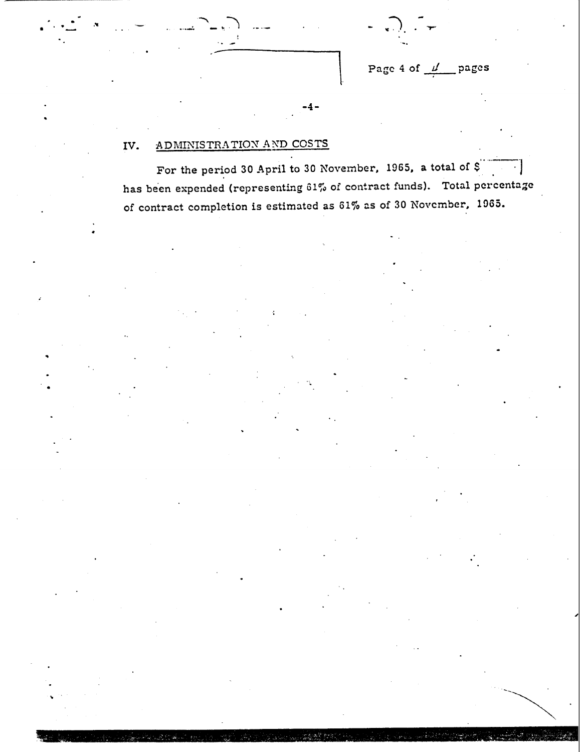## IV. ADMINISTRATION AND COSTS

For the period 30 April to 30 November, 1965, a total of $ has been expended (representing 61% of contract funds). Total percentage of contract completion is estimated as 61% as of 30 November, 1965.